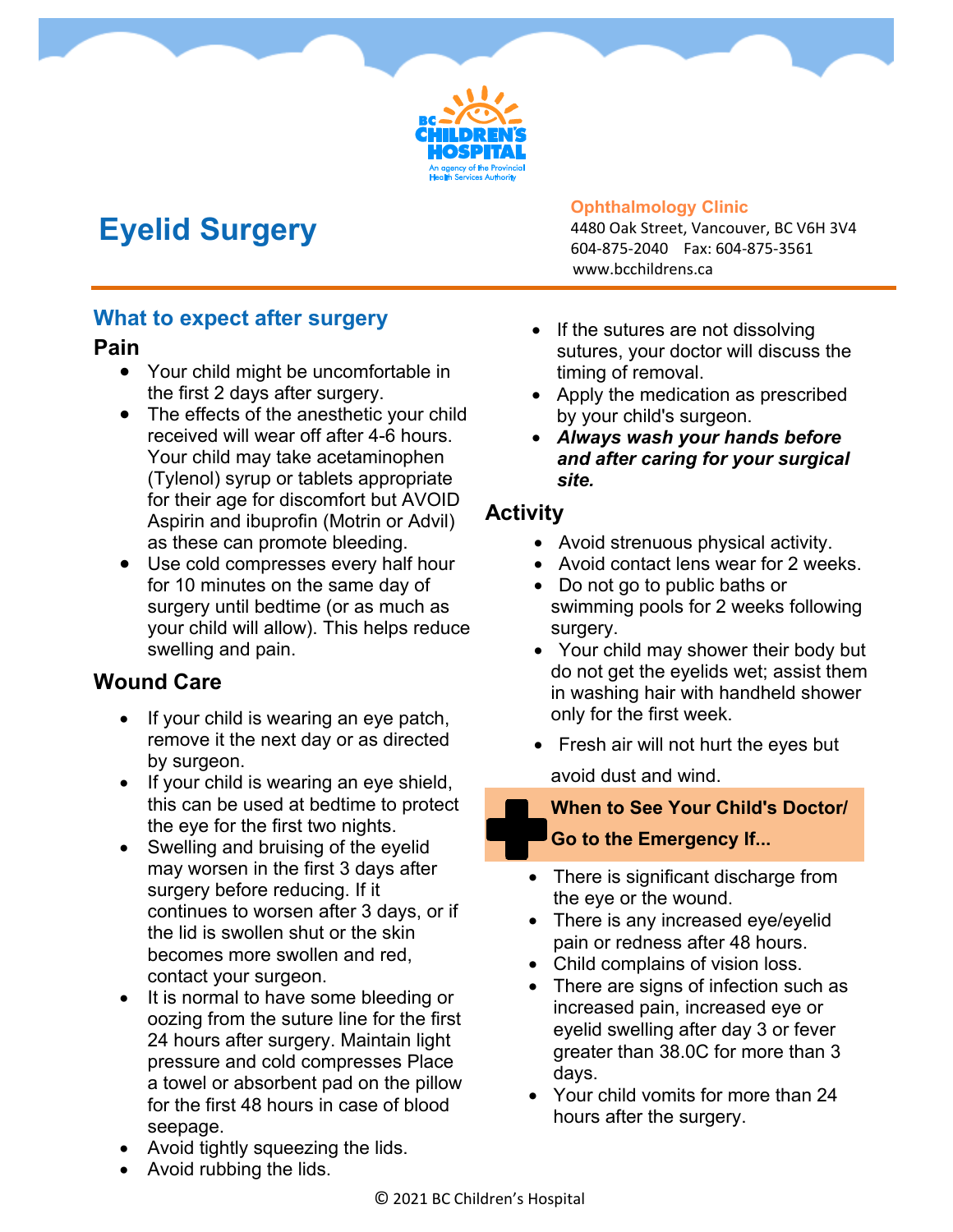BC CHILDREN'S HOSPITAL
An agency of the Provincial Health Services Authority

# Eyelid Surgery

**Ophthalmology Clinic**
4480 Oak Street, Vancouver, BC V6H 3V4
604-875-2040 Fax: 604-875-3561
www.bcchildrens.ca

## What to expect after surgery

### Pain

- Your child might be uncomfortable in the first 2 days after surgery.
- The effects of the anesthetic your child received will wear off after 4-6 hours. Your child may take acetaminophen (Tylenol) syrup or tablets appropriate for their age for discomfort but AVOID Aspirin and ibuprofin (Motrin or Advil) as these can promote bleeding.
- Use cold compresses every half hour for 10 minutes on the same day of surgery until bedtime (or as much as your child will allow). This helps reduce swelling and pain.

### Wound Care

- If your child is wearing an eye patch, remove it the next day or as directed by surgeon.
- If your child is wearing an eye shield, this can be used at bedtime to protect the eye for the first two nights.
- Swelling and bruising of the eyelid may worsen in the first 3 days after surgery before reducing. If it continues to worsen after 3 days, or if the lid is swollen shut or the skin becomes more swollen and red, contact your surgeon.
- It is normal to have some bleeding or oozing from the suture line for the first 24 hours after surgery. Maintain light pressure and cold compresses Place a towel or absorbent pad on the pillow for the first 48 hours in case of blood seepage.
- Avoid tightly squeezing the lids.
- Avoid rubbing the lids.
- If the sutures are not dissolving sutures, your doctor will discuss the timing of removal.
- Apply the medication as prescribed by your child's surgeon.
- ***Always wash your hands before and after caring for your surgical site.***

### Activity

- Avoid strenuous physical activity.
- Avoid contact lens wear for 2 weeks.
- Do not go to public baths or swimming pools for 2 weeks following surgery.
- Your child may shower their body but do not get the eyelids wet; assist them in washing hair with handheld shower only for the first week.
- Fresh air will not hurt the eyes but avoid dust and wind.

### When to See Your Child's Doctor/ Go to the Emergency If...

- There is significant discharge from the eye or the wound.
- There is any increased eye/eyelid pain or redness after 48 hours.
- Child complains of vision loss.
- There are signs of infection such as increased pain, increased eye or eyelid swelling after day 3 or fever greater than 38.0C for more than 3 days.
- Your child vomits for more than 24 hours after the surgery.

© 2021 BC Children's Hospital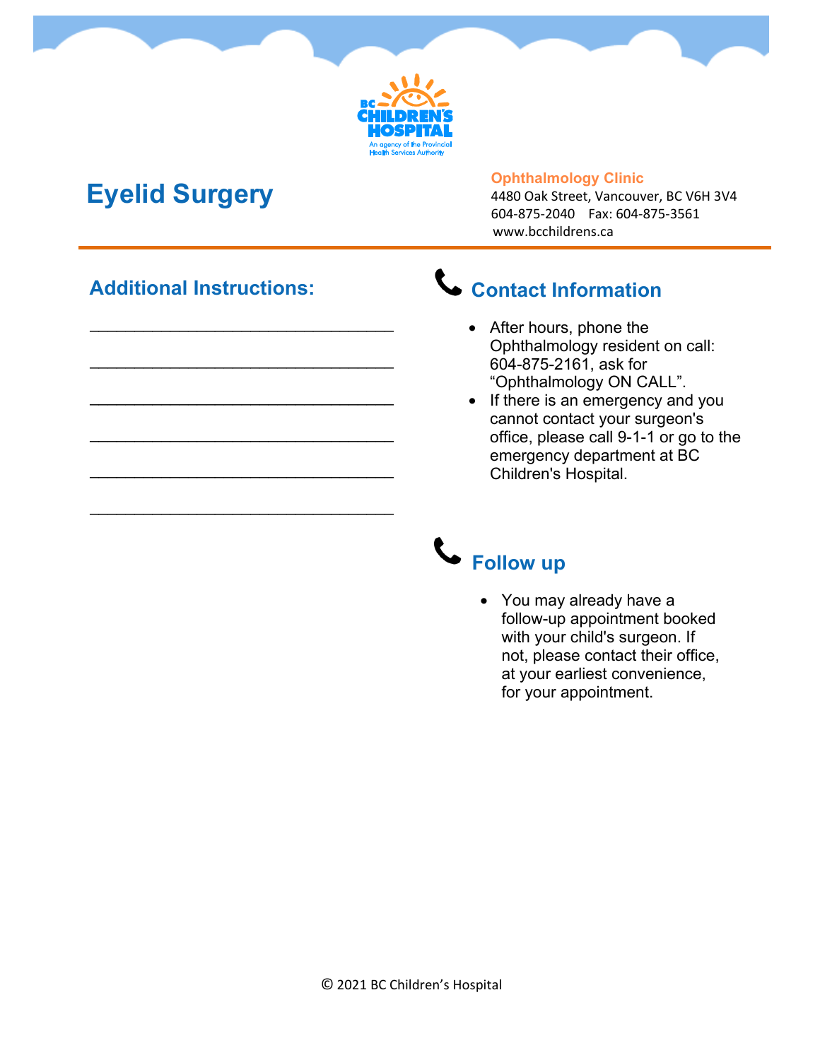# Eyelid Surgery

**Ophthalmology Clinic**
4480 Oak Street, Vancouver, BC V6H 3V4
604-875-2040 Fax: 604-875-3561
www.bcchildrens.ca

## Additional Instructions:

________________________________

________________________________

________________________________

________________________________

________________________________

________________________________

## Contact Information

- After hours, phone the Ophthalmology resident on call: 604-875-2161, ask for "Ophthalmology ON CALL".
- If there is an emergency and you cannot contact your surgeon's office, please call 9-1-1 or go to the emergency department at BC Children's Hospital.

## Follow up

- You may already have a follow-up appointment booked with your child's surgeon. If not, please contact their office, at your earliest convenience, for your appointment.

© 2021 BC Children's Hospital